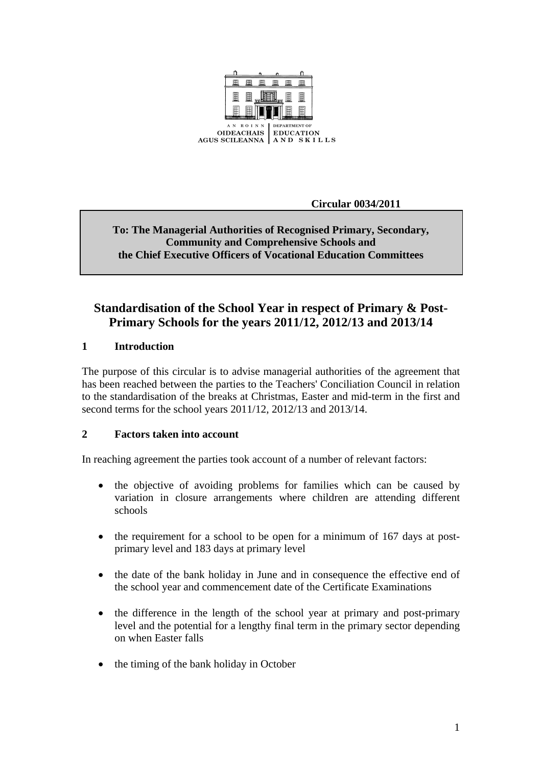AN ROINN OIDEACHAIS AGUS SCILEANNA | DEPARTMENT OF EDUCATION AND SKILLS

**Circular 0034/2011**

**To: The Managerial Authorities of Recognised Primary, Secondary, Community and Comprehensive Schools and the Chief Executive Officers of Vocational Education Committees**

# Standardisation of the School Year in respect of Primary & Post-Primary Schools for the years 2011/12, 2012/13 and 2013/14

## 1 Introduction

The purpose of this circular is to advise managerial authorities of the agreement that has been reached between the parties to the Teachers' Conciliation Council in relation to the standardisation of the breaks at Christmas, Easter and mid-term in the first and second terms for the school years 2011/12, 2012/13 and 2013/14.

## 2 Factors taken into account

In reaching agreement the parties took account of a number of relevant factors:

- the objective of avoiding problems for families which can be caused by variation in closure arrangements where children are attending different schools
- the requirement for a school to be open for a minimum of 167 days at post-primary level and 183 days at primary level
- the date of the bank holiday in June and in consequence the effective end of the school year and commencement date of the Certificate Examinations
- the difference in the length of the school year at primary and post-primary level and the potential for a lengthy final term in the primary sector depending on when Easter falls
- the timing of the bank holiday in October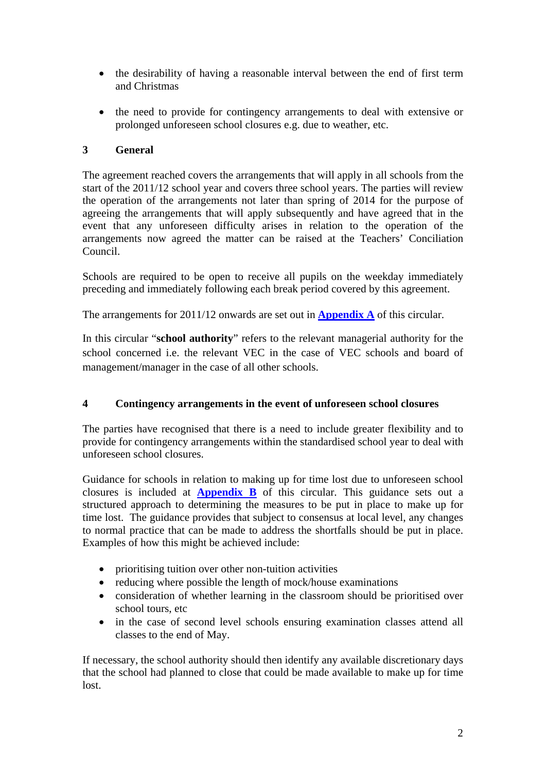- the desirability of having a reasonable interval between the end of first term and Christmas

- the need to provide for contingency arrangements to deal with extensive or prolonged unforeseen school closures e.g. due to weather, etc.

## 3 General

The agreement reached covers the arrangements that will apply in all schools from the start of the 2011/12 school year and covers three school years. The parties will review the operation of the arrangements not later than spring of 2014 for the purpose of agreeing the arrangements that will apply subsequently and have agreed that in the event that any unforeseen difficulty arises in relation to the operation of the arrangements now agreed the matter can be raised at the Teachers' Conciliation Council.

Schools are required to be open to receive all pupils on the weekday immediately preceding and immediately following each break period covered by this agreement.

The arrangements for 2011/12 onwards are set out in **Appendix A** of this circular.

In this circular "**school authority**" refers to the relevant managerial authority for the school concerned i.e. the relevant VEC in the case of VEC schools and board of management/manager in the case of all other schools.

## 4 Contingency arrangements in the event of unforeseen school closures

The parties have recognised that there is a need to include greater flexibility and to provide for contingency arrangements within the standardised school year to deal with unforeseen school closures.

Guidance for schools in relation to making up for time lost due to unforeseen school closures is included at **Appendix B** of this circular. This guidance sets out a structured approach to determining the measures to be put in place to make up for time lost. The guidance provides that subject to consensus at local level, any changes to normal practice that can be made to address the shortfalls should be put in place. Examples of how this might be achieved include:

- prioritising tuition over other non-tuition activities
- reducing where possible the length of mock/house examinations
- consideration of whether learning in the classroom should be prioritised over school tours, etc
- in the case of second level schools ensuring examination classes attend all classes to the end of May.

If necessary, the school authority should then identify any available discretionary days that the school had planned to close that could be made available to make up for time lost.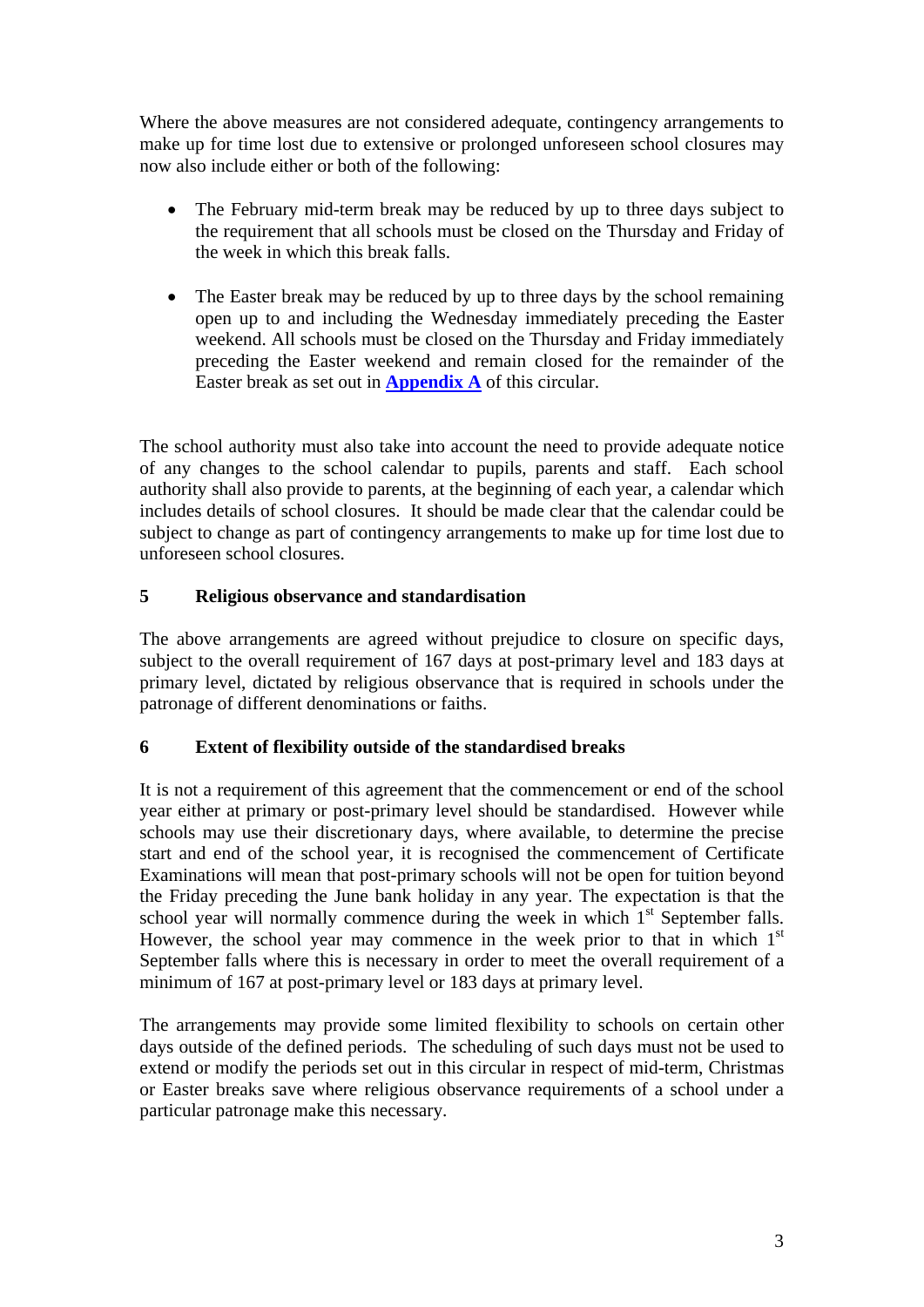Where the above measures are not considered adequate, contingency arrangements to make up for time lost due to extensive or prolonged unforeseen school closures may now also include either or both of the following:

- The February mid-term break may be reduced by up to three days subject to the requirement that all schools must be closed on the Thursday and Friday of the week in which this break falls.

- The Easter break may be reduced by up to three days by the school remaining open up to and including the Wednesday immediately preceding the Easter weekend. All schools must be closed on the Thursday and Friday immediately preceding the Easter weekend and remain closed for the remainder of the Easter break as set out in **Appendix A** of this circular.

The school authority must also take into account the need to provide adequate notice of any changes to the school calendar to pupils, parents and staff. Each school authority shall also provide to parents, at the beginning of each year, a calendar which includes details of school closures. It should be made clear that the calendar could be subject to change as part of contingency arrangements to make up for time lost due to unforeseen school closures.

## 5 Religious observance and standardisation

The above arrangements are agreed without prejudice to closure on specific days, subject to the overall requirement of 167 days at post-primary level and 183 days at primary level, dictated by religious observance that is required in schools under the patronage of different denominations or faiths.

## 6 Extent of flexibility outside of the standardised breaks

It is not a requirement of this agreement that the commencement or end of the school year either at primary or post-primary level should be standardised. However while schools may use their discretionary days, where available, to determine the precise start and end of the school year, it is recognised the commencement of Certificate Examinations will mean that post-primary schools will not be open for tuition beyond the Friday preceding the June bank holiday in any year. The expectation is that the school year will normally commence during the week in which 1st September falls. However, the school year may commence in the week prior to that in which 1st September falls where this is necessary in order to meet the overall requirement of a minimum of 167 at post-primary level or 183 days at primary level.

The arrangements may provide some limited flexibility to schools on certain other days outside of the defined periods. The scheduling of such days must not be used to extend or modify the periods set out in this circular in respect of mid-term, Christmas or Easter breaks save where religious observance requirements of a school under a particular patronage make this necessary.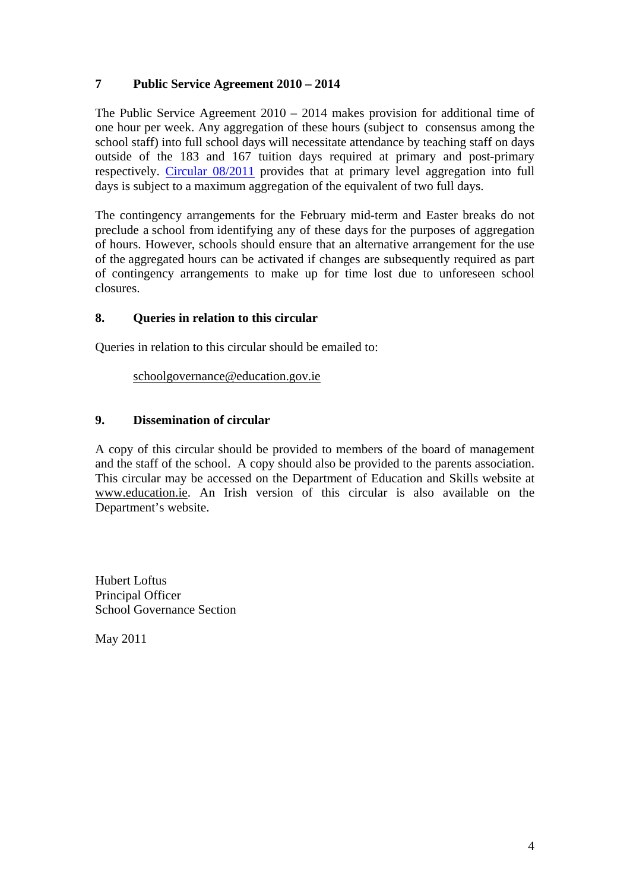## 7 Public Service Agreement 2010 – 2014

The Public Service Agreement 2010 – 2014 makes provision for additional time of one hour per week. Any aggregation of these hours (subject to consensus among the school staff) into full school days will necessitate attendance by teaching staff on days outside of the 183 and 167 tuition days required at primary and post-primary respectively. Circular 08/2011 provides that at primary level aggregation into full days is subject to a maximum aggregation of the equivalent of two full days.

The contingency arrangements for the February mid-term and Easter breaks do not preclude a school from identifying any of these days for the purposes of aggregation of hours. However, schools should ensure that an alternative arrangement for the use of the aggregated hours can be activated if changes are subsequently required as part of contingency arrangements to make up for time lost due to unforeseen school closures.

## 8. Queries in relation to this circular

Queries in relation to this circular should be emailed to:

schoolgovernance@education.gov.ie

## 9. Dissemination of circular

A copy of this circular should be provided to members of the board of management and the staff of the school. A copy should also be provided to the parents association. This circular may be accessed on the Department of Education and Skills website at www.education.ie. An Irish version of this circular is also available on the Department's website.

Hubert Loftus
Principal Officer
School Governance Section

May 2011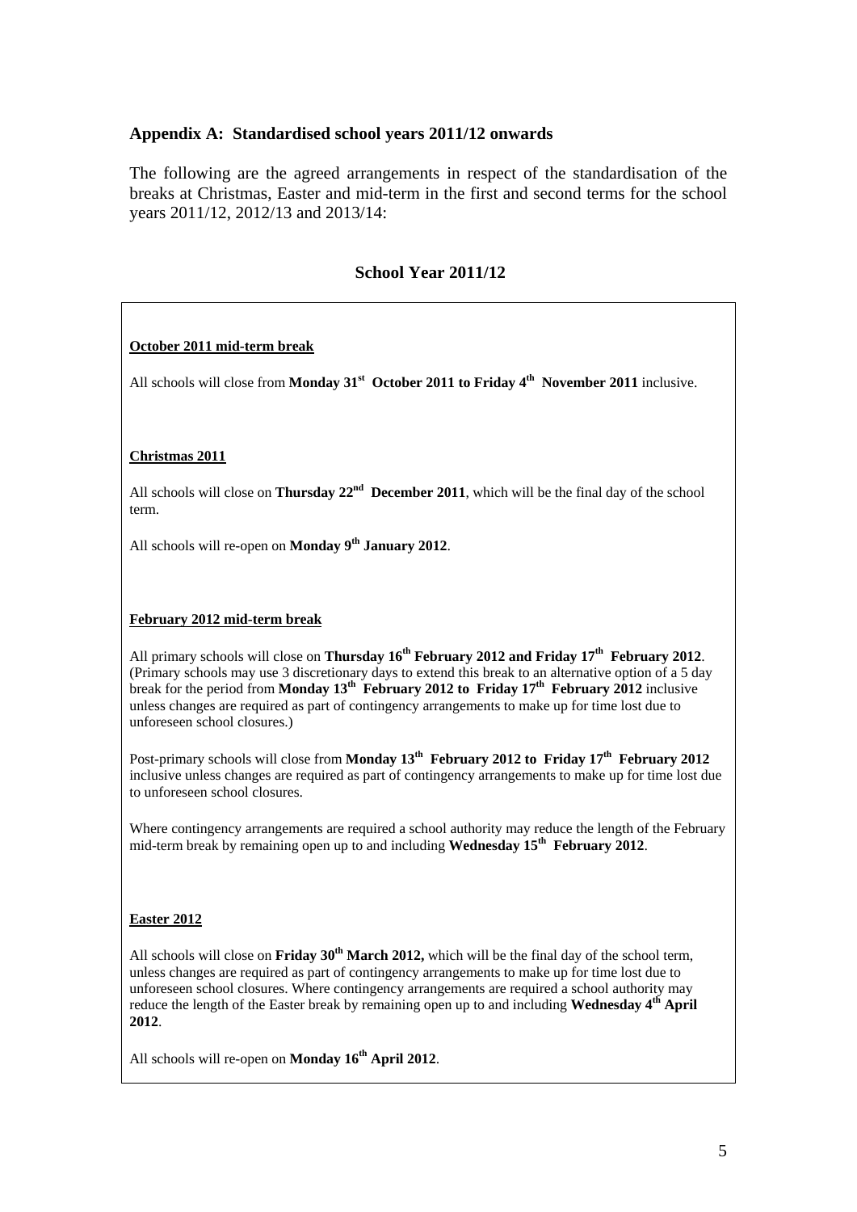## Appendix A: Standardised school years 2011/12 onwards

The following are the agreed arrangements in respect of the standardisation of the breaks at Christmas, Easter and mid-term in the first and second terms for the school years 2011/12, 2012/13 and 2013/14:

### School Year 2011/12

**October 2011 mid-term break**

All schools will close from **Monday 31st October 2011 to Friday 4th November 2011** inclusive.

**Christmas 2011**

All schools will close on **Thursday 22nd December 2011**, which will be the final day of the school term.

All schools will re-open on **Monday 9th January 2012**.

**February 2012 mid-term break**

All primary schools will close on **Thursday 16th February 2012 and Friday 17th February 2012**. (Primary schools may use 3 discretionary days to extend this break to an alternative option of a 5 day break for the period from **Monday 13th February 2012 to Friday 17th February 2012** inclusive unless changes are required as part of contingency arrangements to make up for time lost due to unforeseen school closures.)

Post-primary schools will close from **Monday 13th February 2012 to Friday 17th February 2012** inclusive unless changes are required as part of contingency arrangements to make up for time lost due to unforeseen school closures.

Where contingency arrangements are required a school authority may reduce the length of the February mid-term break by remaining open up to and including **Wednesday 15th February 2012**.

**Easter 2012**

All schools will close on **Friday 30th March 2012,** which will be the final day of the school term, unless changes are required as part of contingency arrangements to make up for time lost due to unforeseen school closures. Where contingency arrangements are required a school authority may reduce the length of the Easter break by remaining open up to and including **Wednesday 4th April 2012**.

All schools will re-open on **Monday 16th April 2012**.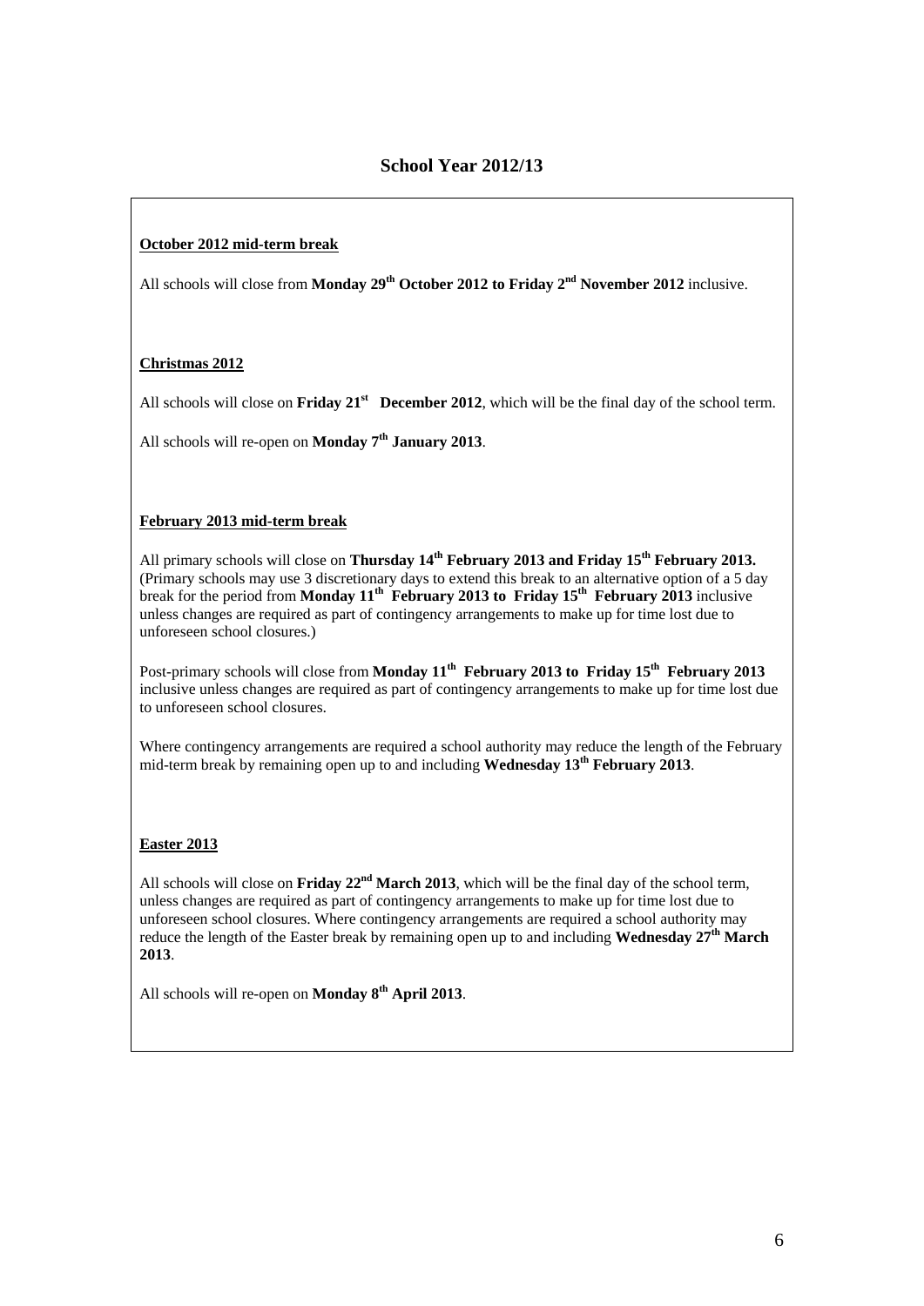## School Year 2012/13

**October 2012 mid-term break**

All schools will close from **Monday 29th October 2012 to Friday 2nd November 2012** inclusive.

**Christmas 2012**

All schools will close on **Friday 21st December 2012**, which will be the final day of the school term.

All schools will re-open on **Monday 7th January 2013**.

**February 2013 mid-term break**

All primary schools will close on **Thursday 14th February 2013 and Friday 15th February 2013.** (Primary schools may use 3 discretionary days to extend this break to an alternative option of a 5 day break for the period from **Monday 11th February 2013 to Friday 15th February 2013** inclusive unless changes are required as part of contingency arrangements to make up for time lost due to unforeseen school closures.)

Post-primary schools will close from **Monday 11th February 2013 to Friday 15th February 2013** inclusive unless changes are required as part of contingency arrangements to make up for time lost due to unforeseen school closures.

Where contingency arrangements are required a school authority may reduce the length of the February mid-term break by remaining open up to and including **Wednesday 13th February 2013**.

**Easter 2013**

All schools will close on **Friday 22nd March 2013**, which will be the final day of the school term, unless changes are required as part of contingency arrangements to make up for time lost due to unforeseen school closures. Where contingency arrangements are required a school authority may reduce the length of the Easter break by remaining open up to and including **Wednesday 27th March 2013**.

All schools will re-open on **Monday 8th April 2013**.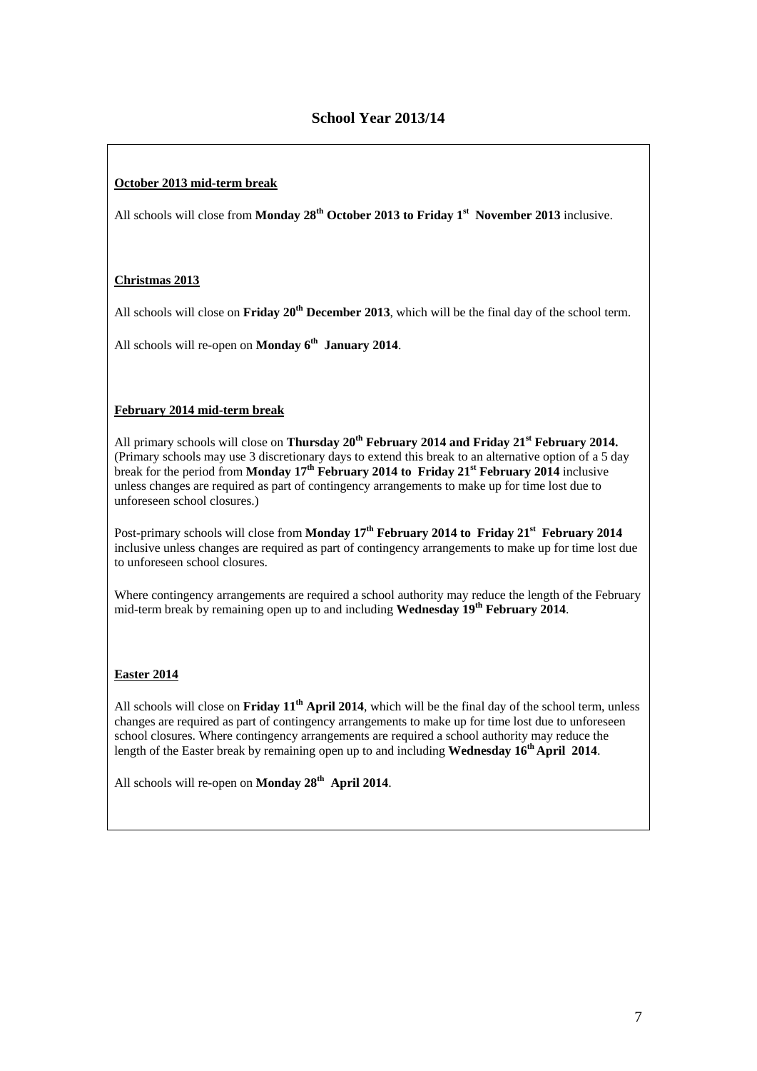## School Year 2013/14

**October 2013 mid-term break**

All schools will close from **Monday 28th October 2013 to Friday 1st November 2013** inclusive.

**Christmas 2013**

All schools will close on **Friday 20th December 2013**, which will be the final day of the school term.

All schools will re-open on **Monday 6th January 2014**.

**February 2014 mid-term break**

All primary schools will close on **Thursday 20th February 2014 and Friday 21st February 2014.** (Primary schools may use 3 discretionary days to extend this break to an alternative option of a 5 day break for the period from **Monday 17th February 2014 to Friday 21st February 2014** inclusive unless changes are required as part of contingency arrangements to make up for time lost due to unforeseen school closures.)

Post-primary schools will close from **Monday 17th February 2014 to Friday 21st February 2014** inclusive unless changes are required as part of contingency arrangements to make up for time lost due to unforeseen school closures.

Where contingency arrangements are required a school authority may reduce the length of the February mid-term break by remaining open up to and including **Wednesday 19th February 2014**.

**Easter 2014**

All schools will close on **Friday 11th April 2014**, which will be the final day of the school term, unless changes are required as part of contingency arrangements to make up for time lost due to unforeseen school closures. Where contingency arrangements are required a school authority may reduce the length of the Easter break by remaining open up to and including **Wednesday 16th April 2014**.

All schools will re-open on **Monday 28th April 2014**.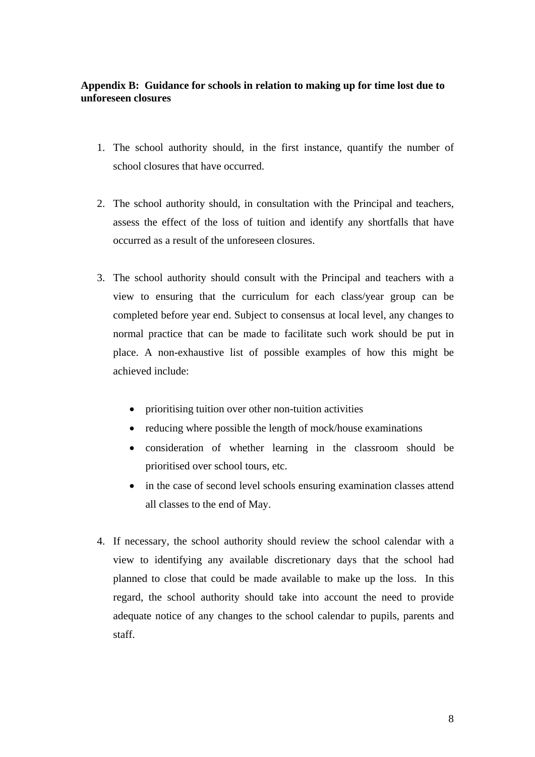**Appendix B: Guidance for schools in relation to making up for time lost due to unforeseen closures**

1. The school authority should, in the first instance, quantify the number of school closures that have occurred.

2. The school authority should, in consultation with the Principal and teachers, assess the effect of the loss of tuition and identify any shortfalls that have occurred as a result of the unforeseen closures.

3. The school authority should consult with the Principal and teachers with a view to ensuring that the curriculum for each class/year group can be completed before year end. Subject to consensus at local level, any changes to normal practice that can be made to facilitate such work should be put in place. A non-exhaustive list of possible examples of how this might be achieved include:

   - prioritising tuition over other non-tuition activities
   - reducing where possible the length of mock/house examinations
   - consideration of whether learning in the classroom should be prioritised over school tours, etc.
   - in the case of second level schools ensuring examination classes attend all classes to the end of May.

4. If necessary, the school authority should review the school calendar with a view to identifying any available discretionary days that the school had planned to close that could be made available to make up the loss. In this regard, the school authority should take into account the need to provide adequate notice of any changes to the school calendar to pupils, parents and staff.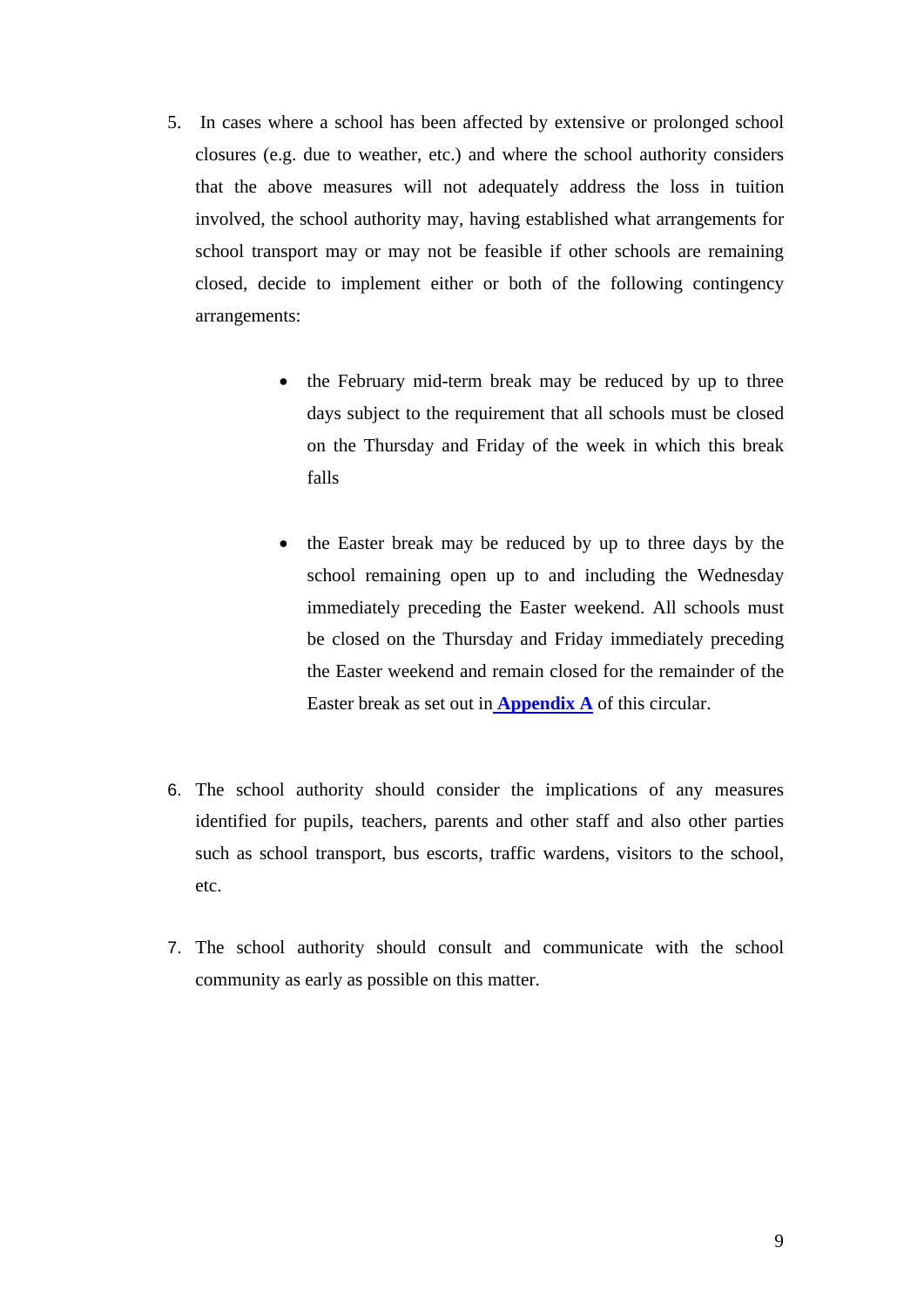5. In cases where a school has been affected by extensive or prolonged school closures (e.g. due to weather, etc.) and where the school authority considers that the above measures will not adequately address the loss in tuition involved, the school authority may, having established what arrangements for school transport may or may not be feasible if other schools are remaining closed, decide to implement either or both of the following contingency arrangements:

   - the February mid-term break may be reduced by up to three days subject to the requirement that all schools must be closed on the Thursday and Friday of the week in which this break falls

   - the Easter break may be reduced by up to three days by the school remaining open up to and including the Wednesday immediately preceding the Easter weekend. All schools must be closed on the Thursday and Friday immediately preceding the Easter weekend and remain closed for the remainder of the Easter break as set out in **Appendix A** of this circular.

6. The school authority should consider the implications of any measures identified for pupils, teachers, parents and other staff and also other parties such as school transport, bus escorts, traffic wardens, visitors to the school, etc.

7. The school authority should consult and communicate with the school community as early as possible on this matter.